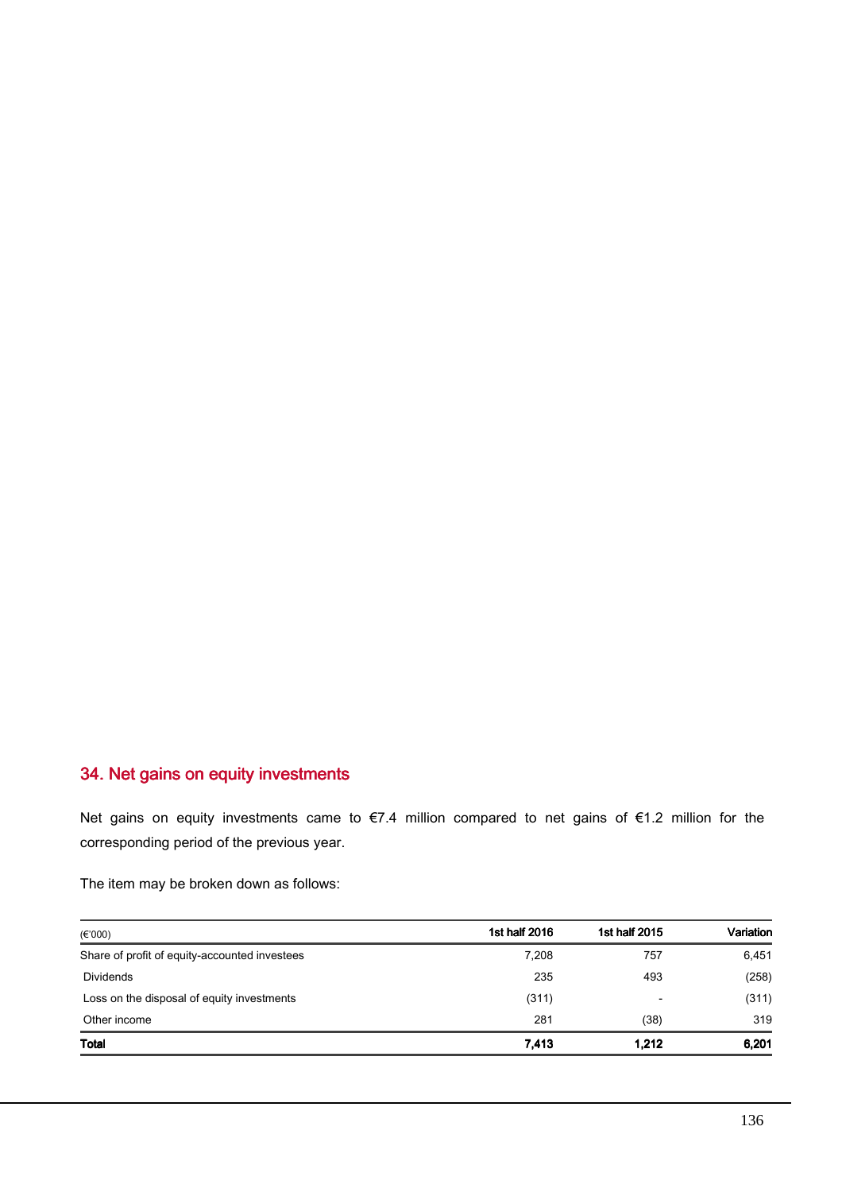## 34. Net gains on equity investments

Net gains on equity investments came to €7.4 million compared to net gains of €1.2 million for the corresponding period of the previous year.

The item may be broken down as follows:

| (€'000) | 1st half 2016 | 1st half 2015 | Variation |
|---|---|---|---|
| Share of profit of equity-accounted investees | 7,208 | 757 | 6,451 |
| Dividends | 235 | 493 | (258) |
| Loss on the disposal of equity investments | (311) | - | (311) |
| Other income | 281 | (38) | 319 |
| **Total** | **7,413** | **1,212** | **6,201** |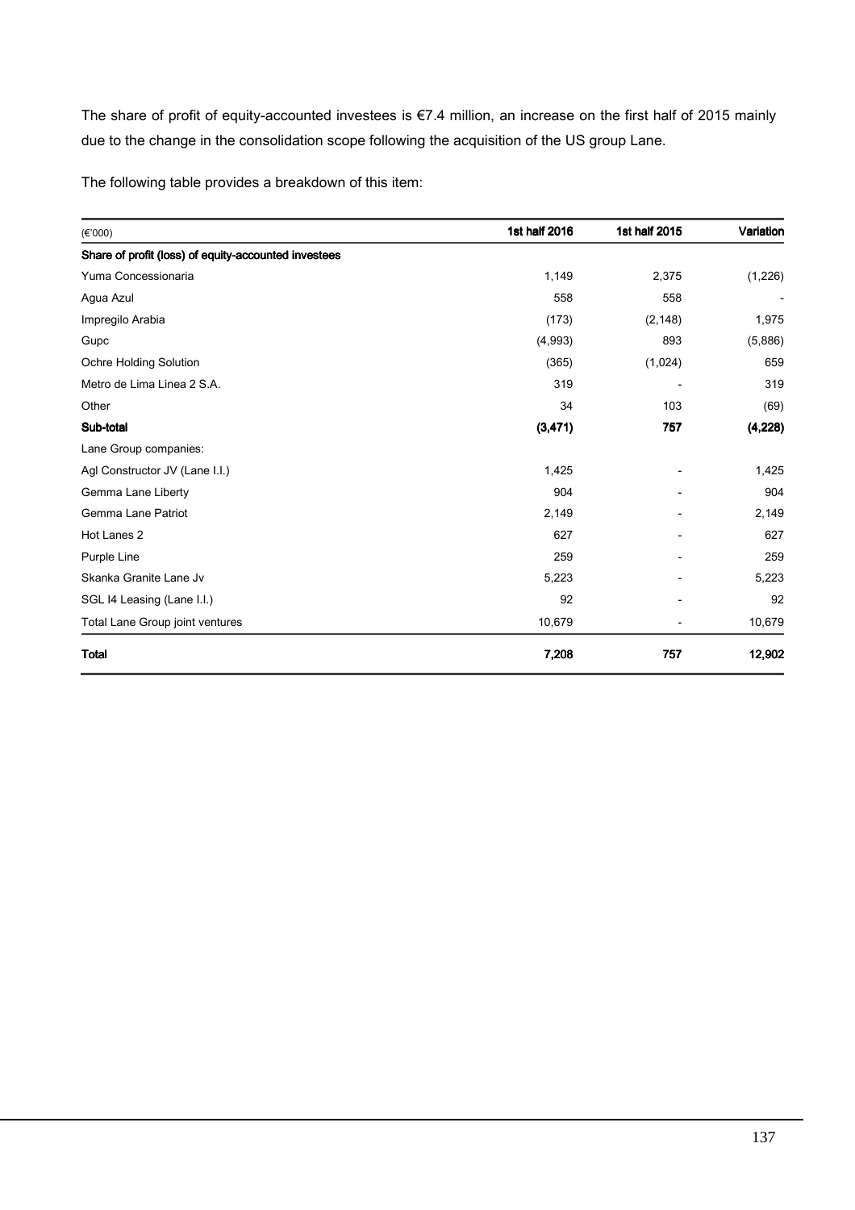The share of profit of equity-accounted investees is €7.4 million, an increase on the first half of 2015 mainly due to the change in the consolidation scope following the acquisition of the US group Lane.

The following table provides a breakdown of this item:

| (€'000) | 1st half 2016 | 1st half 2015 | Variation |
|---|---|---|---|
| **Share of profit (loss) of equity-accounted investees** | | | |
| Yuma Concessionaria | 1,149 | 2,375 | (1,226) |
| Agua Azul | 558 | 558 | - |
| Impregilo Arabia | (173) | (2,148) | 1,975 |
| Gupc | (4,993) | 893 | (5,886) |
| Ochre Holding Solution | (365) | (1,024) | 659 |
| Metro de Lima Linea 2 S.A. | 319 | - | 319 |
| Other | 34 | 103 | (69) |
| **Sub-total** | **(3,471)** | **757** | **(4,228)** |
| Lane Group companies: | | | |
| Agl Constructor JV (Lane I.I.) | 1,425 | - | 1,425 |
| Gemma Lane Liberty | 904 | - | 904 |
| Gemma Lane Patriot | 2,149 | - | 2,149 |
| Hot Lanes 2 | 627 | - | 627 |
| Purple Line | 259 | - | 259 |
| Skanka Granite Lane Jv | 5,223 | - | 5,223 |
| SGL I4 Leasing (Lane I.I.) | 92 | - | 92 |
| Total Lane Group joint ventures | 10,679 | - | 10,679 |
| **Total** | **7,208** | **757** | **12,902** |